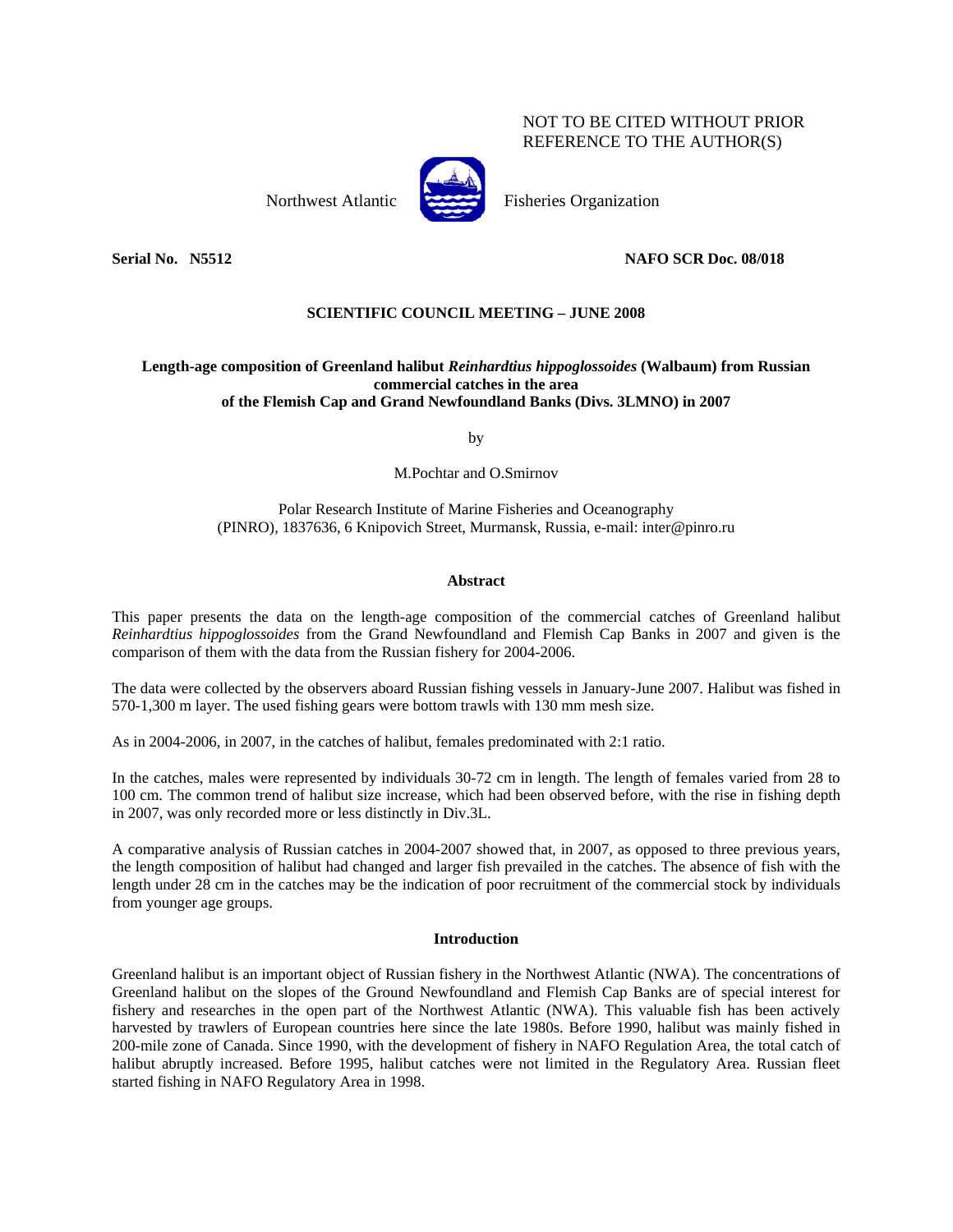NOT TO BE CITED WITHOUT PRIOR REFERENCE TO THE AUTHOR(S)

Northwest Atlantic Fisheries Organization

**Serial No. N5512** **NAFO SCR Doc. 08/018**

**SCIENTIFIC COUNCIL MEETING – JUNE 2008**

# Length-age composition of Greenland halibut *Reinhardtius hippoglossoides* (Walbaum) from Russian commercial catches in the area of the Flemish Cap and Grand Newfoundland Banks (Divs. 3LMNO) in 2007

by

M.Pochtar and O.Smirnov

Polar Research Institute of Marine Fisheries and Oceanography (PINRO), 1837636, 6 Knipovich Street, Murmansk, Russia, e-mail: inter@pinro.ru

## Abstract

This paper presents the data on the length-age composition of the commercial catches of Greenland halibut *Reinhardtius hippoglossoides* from the Grand Newfoundland and Flemish Cap Banks in 2007 and given is the comparison of them with the data from the Russian fishery for 2004-2006.

The data were collected by the observers aboard Russian fishing vessels in January-June 2007. Halibut was fished in 570-1,300 m layer. The used fishing gears were bottom trawls with 130 mm mesh size.

As in 2004-2006, in 2007, in the catches of halibut, females predominated with 2:1 ratio.

In the catches, males were represented by individuals 30-72 cm in length. The length of females varied from 28 to 100 cm. The common trend of halibut size increase, which had been observed before, with the rise in fishing depth in 2007, was only recorded more or less distinctly in Div.3L.

A comparative analysis of Russian catches in 2004-2007 showed that, in 2007, as opposed to three previous years, the length composition of halibut had changed and larger fish prevailed in the catches. The absence of fish with the length under 28 cm in the catches may be the indication of poor recruitment of the commercial stock by individuals from younger age groups.

## Introduction

Greenland halibut is an important object of Russian fishery in the Northwest Atlantic (NWA). The concentrations of Greenland halibut on the slopes of the Ground Newfoundland and Flemish Cap Banks are of special interest for fishery and researches in the open part of the Northwest Atlantic (NWA). This valuable fish has been actively harvested by trawlers of European countries here since the late 1980s. Before 1990, halibut was mainly fished in 200-mile zone of Canada. Since 1990, with the development of fishery in NAFO Regulation Area, the total catch of halibut abruptly increased. Before 1995, halibut catches were not limited in the Regulatory Area. Russian fleet started fishing in NAFO Regulatory Area in 1998.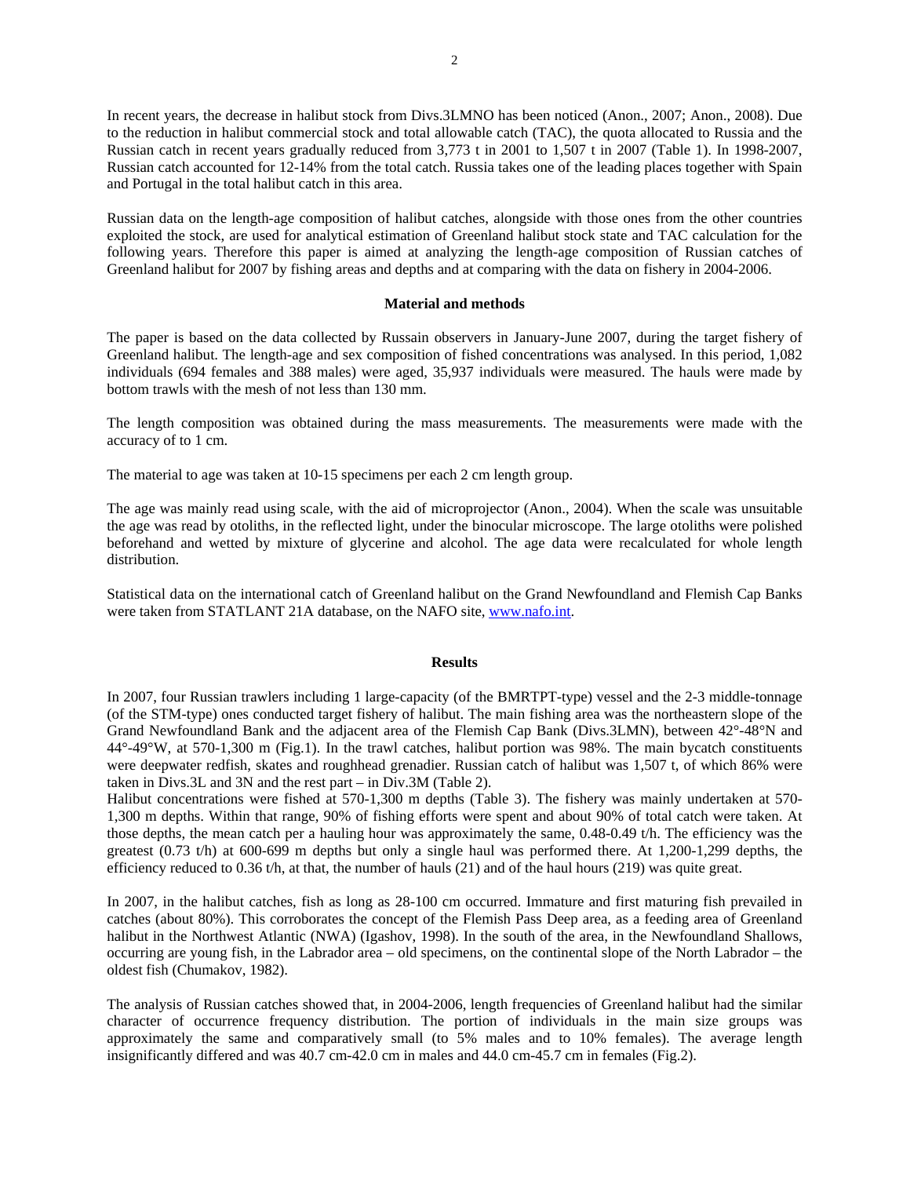In recent years, the decrease in halibut stock from Divs.3LMNO has been noticed (Anon., 2007; Anon., 2008). Due to the reduction in halibut commercial stock and total allowable catch (TAC), the quota allocated to Russia and the Russian catch in recent years gradually reduced from 3,773 t in 2001 to 1,507 t in 2007 (Table 1). In 1998-2007, Russian catch accounted for 12-14% from the total catch. Russia takes one of the leading places together with Spain and Portugal in the total halibut catch in this area.

Russian data on the length-age composition of halibut catches, alongside with those ones from the other countries exploited the stock, are used for analytical estimation of Greenland halibut stock state and TAC calculation for the following years. Therefore this paper is aimed at analyzing the length-age composition of Russian catches of Greenland halibut for 2007 by fishing areas and depths and at comparing with the data on fishery in 2004-2006.

## Material and methods

The paper is based on the data collected by Russain observers in January-June 2007, during the target fishery of Greenland halibut. The length-age and sex composition of fished concentrations was analysed. In this period, 1,082 individuals (694 females and 388 males) were aged, 35,937 individuals were measured. The hauls were made by bottom trawls with the mesh of not less than 130 mm.

The length composition was obtained during the mass measurements. The measurements were made with the accuracy of to 1 cm.

The material to age was taken at 10-15 specimens per each 2 cm length group.

The age was mainly read using scale, with the aid of microprojector (Anon., 2004). When the scale was unsuitable the age was read by otoliths, in the reflected light, under the binocular microscope. The large otoliths were polished beforehand and wetted by mixture of glycerine and alcohol. The age data were recalculated for whole length distribution.

Statistical data on the international catch of Greenland halibut on the Grand Newfoundland and Flemish Cap Banks were taken from STATLANT 21A database, on the NAFO site, www.nafo.int.

## Results

In 2007, four Russian trawlers including 1 large-capacity (of the BMRTPT-type) vessel and the 2-3 middle-tonnage (of the STM-type) ones conducted target fishery of halibut. The main fishing area was the northeastern slope of the Grand Newfoundland Bank and the adjacent area of the Flemish Cap Bank (Divs.3LMN), between 42°-48°N and 44°-49°W, at 570-1,300 m (Fig.1). In the trawl catches, halibut portion was 98%. The main bycatch constituents were deepwater redfish, skates and roughhead grenadier. Russian catch of halibut was 1,507 t, of which 86% were taken in Divs.3L and 3N and the rest part – in Div.3M (Table 2).
Halibut concentrations were fished at 570-1,300 m depths (Table 3). The fishery was mainly undertaken at 570-1,300 m depths. Within that range, 90% of fishing efforts were spent and about 90% of total catch were taken. At those depths, the mean catch per a hauling hour was approximately the same, 0.48-0.49 t/h. The efficiency was the greatest (0.73 t/h) at 600-699 m depths but only a single haul was performed there. At 1,200-1,299 depths, the efficiency reduced to 0.36 t/h, at that, the number of hauls (21) and of the haul hours (219) was quite great.

In 2007, in the halibut catches, fish as long as 28-100 cm occurred. Immature and first maturing fish prevailed in catches (about 80%). This corroborates the concept of the Flemish Pass Deep area, as a feeding area of Greenland halibut in the Northwest Atlantic (NWA) (Igashov, 1998). In the south of the area, in the Newfoundland Shallows, occurring are young fish, in the Labrador area – old specimens, on the continental slope of the North Labrador – the oldest fish (Chumakov, 1982).

The analysis of Russian catches showed that, in 2004-2006, length frequencies of Greenland halibut had the similar character of occurrence frequency distribution. The portion of individuals in the main size groups was approximately the same and comparatively small (to 5% males and to 10% females). The average length insignificantly differed and was 40.7 cm-42.0 cm in males and 44.0 cm-45.7 cm in females (Fig.2).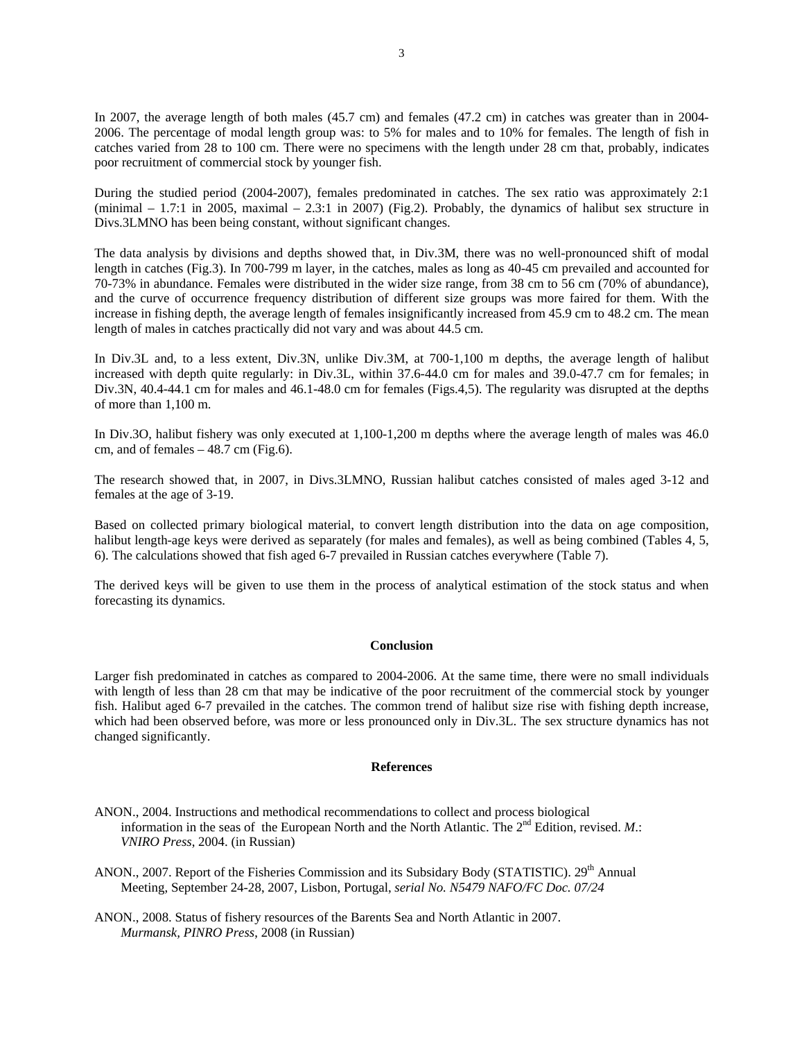In 2007, the average length of both males (45.7 cm) and females (47.2 cm) in catches was greater than in 2004-2006. The percentage of modal length group was: to 5% for males and to 10% for females. The length of fish in catches varied from 28 to 100 cm. There were no specimens with the length under 28 cm that, probably, indicates poor recruitment of commercial stock by younger fish.

During the studied period (2004-2007), females predominated in catches. The sex ratio was approximately 2:1 (minimal – 1.7:1 in 2005, maximal – 2.3:1 in 2007) (Fig.2). Probably, the dynamics of halibut sex structure in Divs.3LMNO has been being constant, without significant changes.

The data analysis by divisions and depths showed that, in Div.3M, there was no well-pronounced shift of modal length in catches (Fig.3). In 700-799 m layer, in the catches, males as long as 40-45 cm prevailed and accounted for 70-73% in abundance. Females were distributed in the wider size range, from 38 cm to 56 cm (70% of abundance), and the curve of occurrence frequency distribution of different size groups was more faired for them. With the increase in fishing depth, the average length of females insignificantly increased from 45.9 cm to 48.2 cm. The mean length of males in catches practically did not vary and was about 44.5 cm.

In Div.3L and, to a less extent, Div.3N, unlike Div.3M, at 700-1,100 m depths, the average length of halibut increased with depth quite regularly: in Div.3L, within 37.6-44.0 cm for males and 39.0-47.7 cm for females; in Div.3N, 40.4-44.1 cm for males and 46.1-48.0 cm for females (Figs.4,5). The regularity was disrupted at the depths of more than 1,100 m.

In Div.3O, halibut fishery was only executed at 1,100-1,200 m depths where the average length of males was 46.0 cm, and of females – 48.7 cm (Fig.6).

The research showed that, in 2007, in Divs.3LMNO, Russian halibut catches consisted of males aged 3-12 and females at the age of 3-19.

Based on collected primary biological material, to convert length distribution into the data on age composition, halibut length-age keys were derived as separately (for males and females), as well as being combined (Tables 4, 5, 6). The calculations showed that fish aged 6-7 prevailed in Russian catches everywhere (Table 7).

The derived keys will be given to use them in the process of analytical estimation of the stock status and when forecasting its dynamics.

## Conclusion

Larger fish predominated in catches as compared to 2004-2006. At the same time, there were no small individuals with length of less than 28 cm that may be indicative of the poor recruitment of the commercial stock by younger fish. Halibut aged 6-7 prevailed in the catches. The common trend of halibut size rise with fishing depth increase, which had been observed before, was more or less pronounced only in Div.3L. The sex structure dynamics has not changed significantly.

## References

ANON., 2004. Instructions and methodical recommendations to collect and process biological information in the seas of the European North and the North Atlantic. The 2nd Edition, revised. *M.*: *VNIRO Press*, 2004. (in Russian)

ANON., 2007. Report of the Fisheries Commission and its Subsidary Body (STATISTIC). 29th Annual Meeting, September 24-28, 2007, Lisbon, Portugal, *serial No. N5479 NAFO/FC Doc. 07/24*

ANON., 2008. Status of fishery resources of the Barents Sea and North Atlantic in 2007. *Murmansk, PINRO Press*, 2008 (in Russian)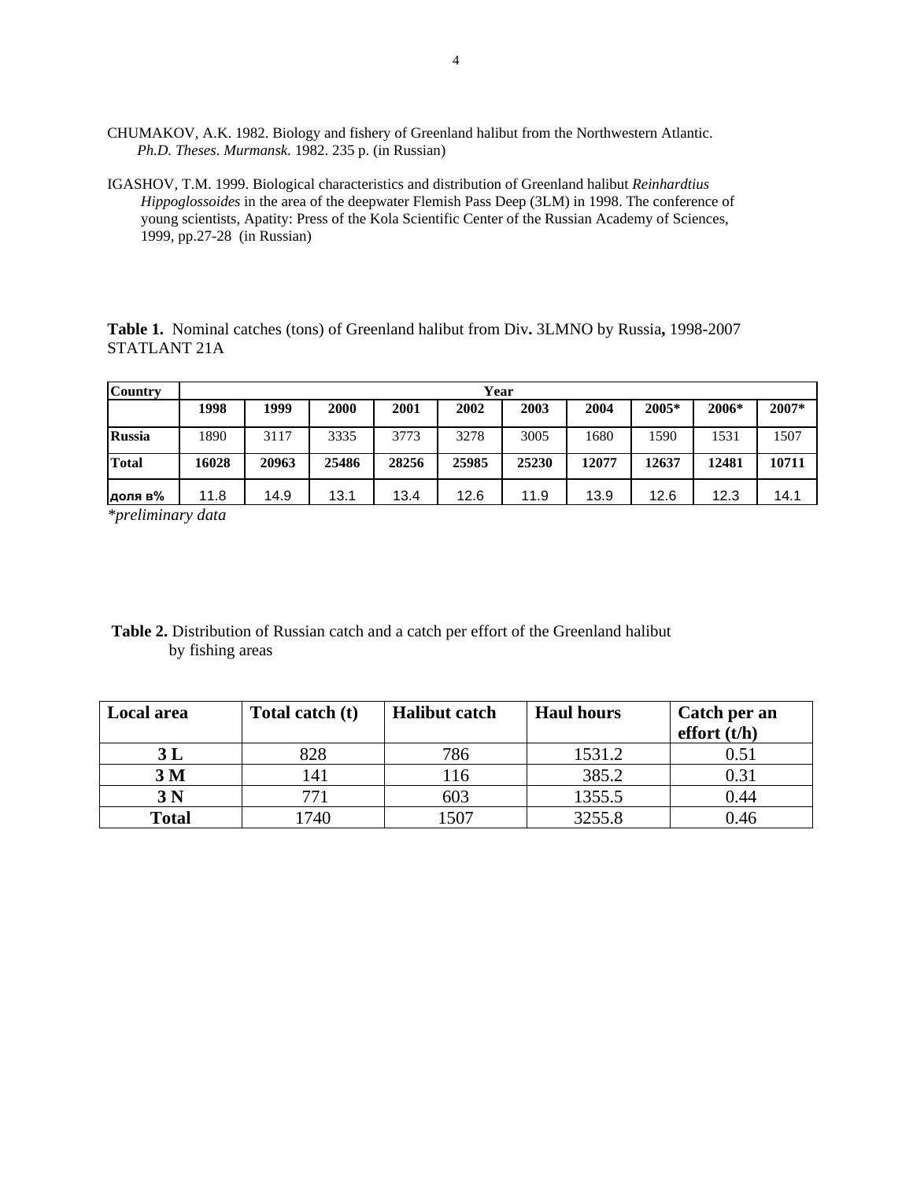CHUMAKOV, A.K. 1982. Biology and fishery of Greenland halibut from the Northwestern Atlantic. *Ph.D. Theses*. *Murmansk*. 1982. 235 p. (in Russian)

IGASHOV, T.M. 1999. Biological characteristics and distribution of Greenland halibut *Reinhardtius Hippoglossoides* in the area of the deepwater Flemish Pass Deep (3LM) in 1998. The conference of young scientists, Apatity: Press of the Kola Scientific Center of the Russian Academy of Sciences, 1999, pp.27-28 (in Russian)

**Table 1.** Nominal catches (tons) of Greenland halibut from Div**.** 3LMNO by Russia**,** 1998-2007 STATLANT 21A

| Country | Year | | | | | | | | | |
|---|---|---|---|---|---|---|---|---|---|---|
| | 1998 | 1999 | 2000 | 2001 | 2002 | 2003 | 2004 | 2005* | 2006* | 2007* |
| Russia | 1890 | 3117 | 3335 | 3773 | 3278 | 3005 | 1680 | 1590 | 1531 | 1507 |
| Total | 16028 | 20963 | 25486 | 28256 | 25985 | 25230 | 12077 | 12637 | 12481 | 10711 |
| доля в% | 11.8 | 14.9 | 13.1 | 13.4 | 12.6 | 11.9 | 13.9 | 12.6 | 12.3 | 14.1 |

*\*preliminary data*

**Table 2.** Distribution of Russian catch and a catch per effort of the Greenland halibut by fishing areas

| Local area | Total catch (t) | Halibut catch | Haul hours | Catch per an effort (t/h) |
|---|---|---|---|---|
| 3 L | 828 | 786 | 1531.2 | 0.51 |
| 3 M | 141 | 116 | 385.2 | 0.31 |
| 3 N | 771 | 603 | 1355.5 | 0.44 |
| Total | 1740 | 1507 | 3255.8 | 0.46 |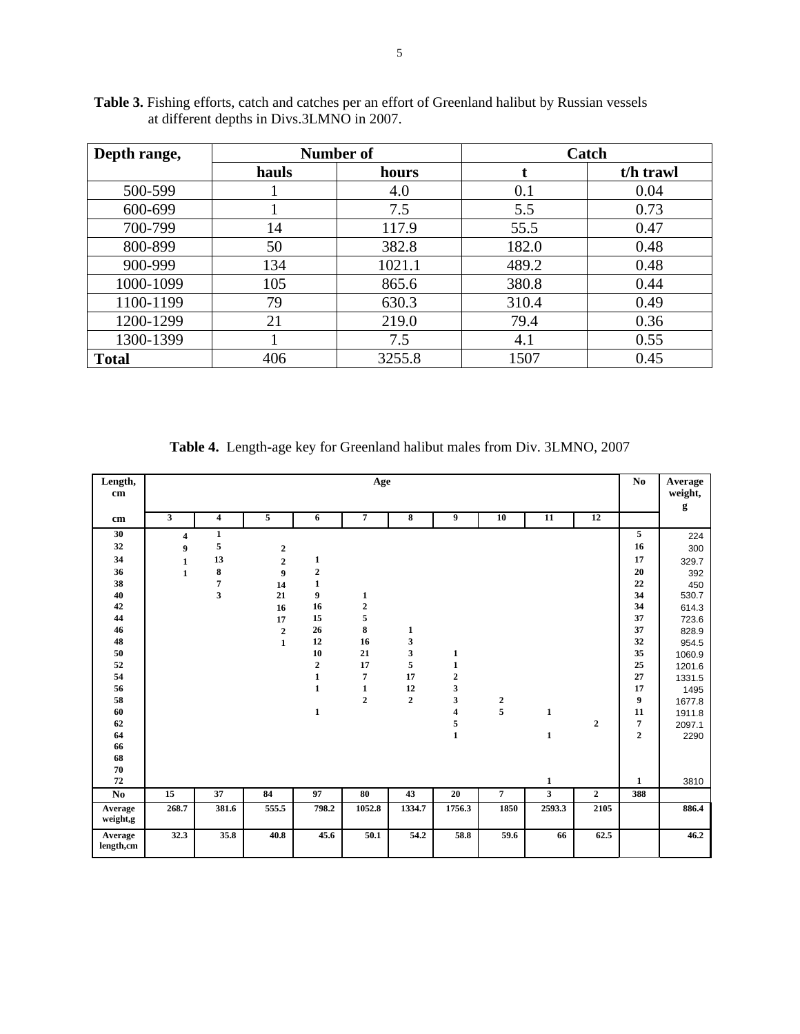**Table 3.** Fishing efforts, catch and catches per an effort of Greenland halibut by Russian vessels at different depths in Divs.3LMNO in 2007.

| Depth range, | Number of | | Catch | |
|---|---|---|---|---|
| | hauls | hours | t | t/h trawl |
| 500-599 | 1 | 4.0 | 0.1 | 0.04 |
| 600-699 | 1 | 7.5 | 5.5 | 0.73 |
| 700-799 | 14 | 117.9 | 55.5 | 0.47 |
| 800-899 | 50 | 382.8 | 182.0 | 0.48 |
| 900-999 | 134 | 1021.1 | 489.2 | 0.48 |
| 1000-1099 | 105 | 865.6 | 380.8 | 0.44 |
| 1100-1199 | 79 | 630.3 | 310.4 | 0.49 |
| 1200-1299 | 21 | 219.0 | 79.4 | 0.36 |
| 1300-1399 | 1 | 7.5 | 4.1 | 0.55 |
| **Total** | 406 | 3255.8 | 1507 | 0.45 |

**Table 4.** Length-age key for Greenland halibut males from Div. 3LMNO, 2007

| Length, cm | Age | | | | | | | | | | No | Average weight, g |
|---|---|---|---|---|---|---|---|---|---|---|---|---|
| cm | 3 | 4 | 5 | 6 | 7 | 8 | 9 | 10 | 11 | 12 | | |
| 30 | 4 | 1 | | | | | | | | | 5 | 224 |
| 32 | 9 | 5 | 2 | | | | | | | | 16 | 300 |
| 34 | 1 | 13 | 2 | 1 | | | | | | | 17 | 329.7 |
| 36 | 1 | 8 | 9 | 2 | | | | | | | 20 | 392 |
| 38 | | 7 | 14 | 1 | | | | | | | 22 | 450 |
| 40 | | 3 | 21 | 9 | 1 | | | | | | 34 | 530.7 |
| 42 | | | 16 | 16 | 2 | | | | | | 34 | 614.3 |
| 44 | | | 17 | 15 | 5 | | | | | | 37 | 723.6 |
| 46 | | | 2 | 26 | 8 | 1 | | | | | 37 | 828.9 |
| 48 | | | 1 | 12 | 16 | 3 | | | | | 32 | 954.5 |
| 50 | | | | 10 | 21 | 3 | 1 | | | | 35 | 1060.9 |
| 52 | | | | 2 | 17 | 5 | 1 | | | | 25 | 1201.6 |
| 54 | | | | 1 | 7 | 17 | 2 | | | | 27 | 1331.5 |
| 56 | | | | 1 | 1 | 12 | 3 | | | | 17 | 1495 |
| 58 | | | | | 2 | 2 | 3 | 2 | | | 9 | 1677.8 |
| 60 | | | | 1 | | | 4 | 5 | 1 | | 11 | 1911.8 |
| 62 | | | | | | | 5 | | | 2 | 7 | 2097.1 |
| 64 | | | | | | | 1 | | 1 | | 2 | 2290 |
| 66 | | | | | | | | | | | | |
| 68 | | | | | | | | | | | | |
| 70 | | | | | | | | | | | | |
| 72 | | | | | | | | | 1 | | 1 | 3810 |
| **No** | 15 | 37 | 84 | 97 | 80 | 43 | 20 | 7 | 3 | 2 | 388 | |
| **Average weight,g** | 268.7 | 381.6 | 555.5 | 798.2 | 1052.8 | 1334.7 | 1756.3 | 1850 | 2593.3 | 2105 | | 886.4 |
| **Average length,cm** | 32.3 | 35.8 | 40.8 | 45.6 | 50.1 | 54.2 | 58.8 | 59.6 | 66 | 62.5 | | 46.2 |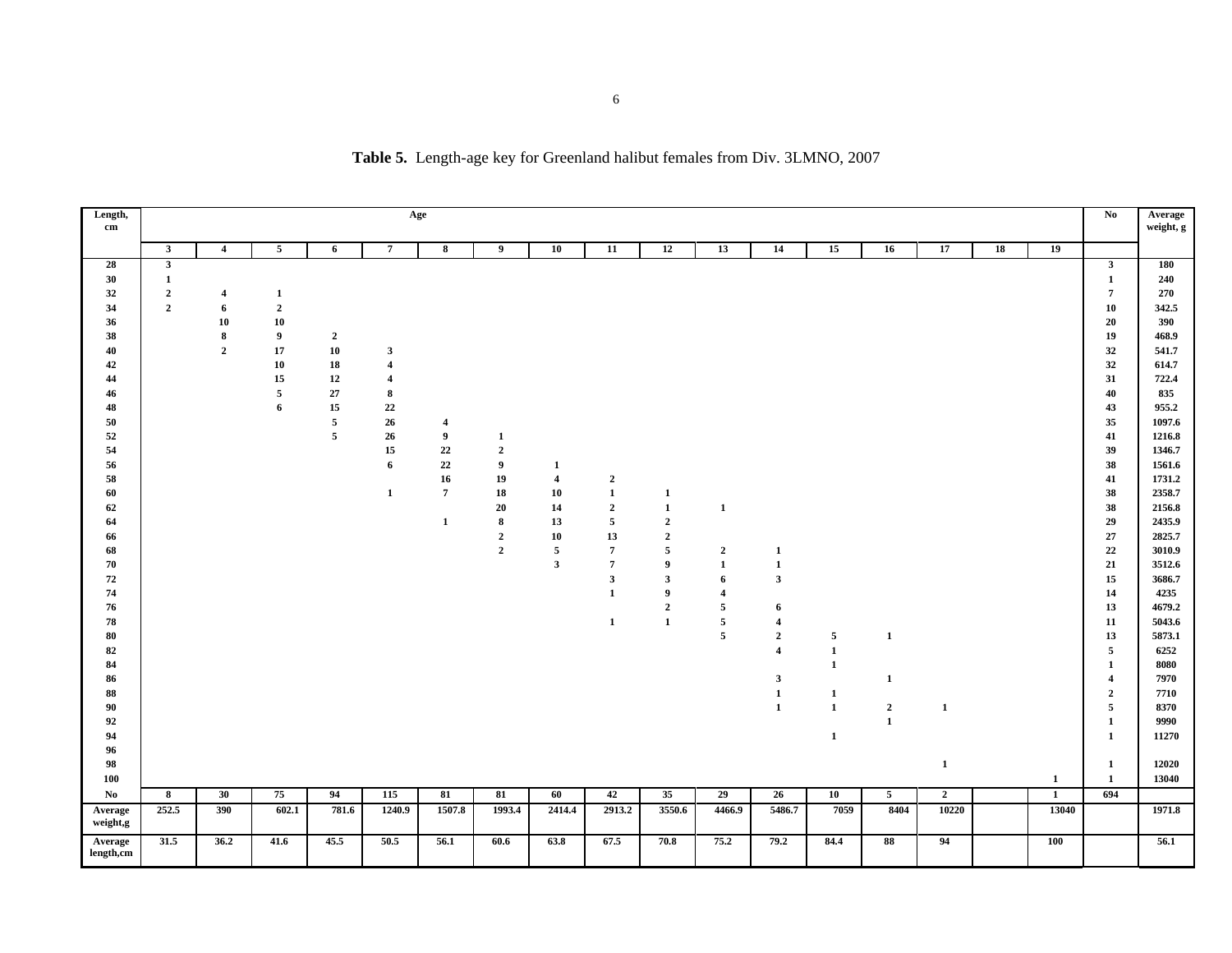**Table 5.** Length-age key for Greenland halibut females from Div. 3LMNO, 2007

| Length, cm | Age | | | | | | | | | | | | | | | | | No | Average weight, g |
|---|---|---|---|---|---|---|---|---|---|---|---|---|---|---|---|---|---|---|---|
| | 3 | 4 | 5 | 6 | 7 | 8 | 9 | 10 | 11 | 12 | 13 | 14 | 15 | 16 | 17 | 18 | 19 | | |
| 28 | 3 | | | | | | | | | | | | | | | | | 3 | 180 |
| 30 | 1 | | | | | | | | | | | | | | | | | 1 | 240 |
| 32 | 2 | 4 | 1 | | | | | | | | | | | | | | | 7 | 270 |
| 34 | 2 | 6 | 2 | | | | | | | | | | | | | | | 10 | 342.5 |
| 36 | | 10 | 10 | | | | | | | | | | | | | | | 20 | 390 |
| 38 | | 8 | 9 | 2 | | | | | | | | | | | | | | 19 | 468.9 |
| 40 | | 2 | 17 | 10 | 3 | | | | | | | | | | | | | 32 | 541.7 |
| 42 | | | 10 | 18 | 4 | | | | | | | | | | | | | 32 | 614.7 |
| 44 | | | 15 | 12 | 4 | | | | | | | | | | | | | 31 | 722.4 |
| 46 | | | 5 | 27 | 8 | | | | | | | | | | | | | 40 | 835 |
| 48 | | | 6 | 15 | 22 | | | | | | | | | | | | | 43 | 955.2 |
| 50 | | | | 5 | 26 | 4 | | | | | | | | | | | | 35 | 1097.6 |
| 52 | | | | 5 | 26 | 9 | 1 | | | | | | | | | | | 41 | 1216.8 |
| 54 | | | | | 15 | 22 | 2 | | | | | | | | | | | 39 | 1346.7 |
| 56 | | | | | 6 | 22 | 9 | 1 | | | | | | | | | | 38 | 1561.6 |
| 58 | | | | | | 16 | 19 | 4 | 2 | | | | | | | | | 41 | 1731.2 |
| 60 | | | | | 1 | 7 | 18 | 10 | 1 | 1 | | | | | | | | 38 | 2358.7 |
| 62 | | | | | | | 20 | 14 | 2 | 1 | 1 | | | | | | | 38 | 2156.8 |
| 64 | | | | | | 1 | 8 | 13 | 5 | 2 | | | | | | | | 29 | 2435.9 |
| 66 | | | | | | | 2 | 10 | 13 | 2 | | | | | | | | 27 | 2825.7 |
| 68 | | | | | | | 2 | 5 | 7 | 5 | 2 | 1 | | | | | | 22 | 3010.9 |
| 70 | | | | | | | | 3 | 7 | 9 | 1 | 1 | | | | | | 21 | 3512.6 |
| 72 | | | | | | | | | 3 | 3 | 6 | 3 | | | | | | 15 | 3686.7 |
| 74 | | | | | | | | | 1 | 9 | 4 | | | | | | | 14 | 4235 |
| 76 | | | | | | | | | | 2 | 5 | 6 | | | | | | 13 | 4679.2 |
| 78 | | | | | | | | | 1 | 1 | 5 | 4 | | | | | | 11 | 5043.6 |
| 80 | | | | | | | | | | | 5 | 2 | 5 | 1 | | | | 13 | 5873.1 |
| 82 | | | | | | | | | | | | 4 | 1 | | | | | 5 | 6252 |
| 84 | | | | | | | | | | | | | 1 | | | | | 1 | 8080 |
| 86 | | | | | | | | | | | | 3 | | 1 | | | | 4 | 7970 |
| 88 | | | | | | | | | | | | 1 | 1 | | | | | 2 | 7710 |
| 90 | | | | | | | | | | | | 1 | 1 | 2 | 1 | | | 5 | 8370 |
| 92 | | | | | | | | | | | | | | 1 | | | | 1 | 9990 |
| 94 | | | | | | | | | | | | | 1 | | | | | 1 | 11270 |
| 96 | | | | | | | | | | | | | | | | | | | |
| 98 | | | | | | | | | | | | | | | 1 | | | 1 | 12020 |
| 100 | | | | | | | | | | | | | | | | | 1 | 1 | 13040 |
| No | 8 | 30 | 75 | 94 | 115 | 81 | 81 | 60 | 42 | 35 | 29 | 26 | 10 | 5 | 2 | | 1 | 694 | |
| Average weight,g | 252.5 | 390 | 602.1 | 781.6 | 1240.9 | 1507.8 | 1993.4 | 2414.4 | 2913.2 | 3550.6 | 4466.9 | 5486.7 | 7059 | 8404 | 10220 | | 13040 | | 1971.8 |
| Average length,cm | 31.5 | 36.2 | 41.6 | 45.5 | 50.5 | 56.1 | 60.6 | 63.8 | 67.5 | 70.8 | 75.2 | 79.2 | 84.4 | 88 | 94 | | 100 | | 56.1 |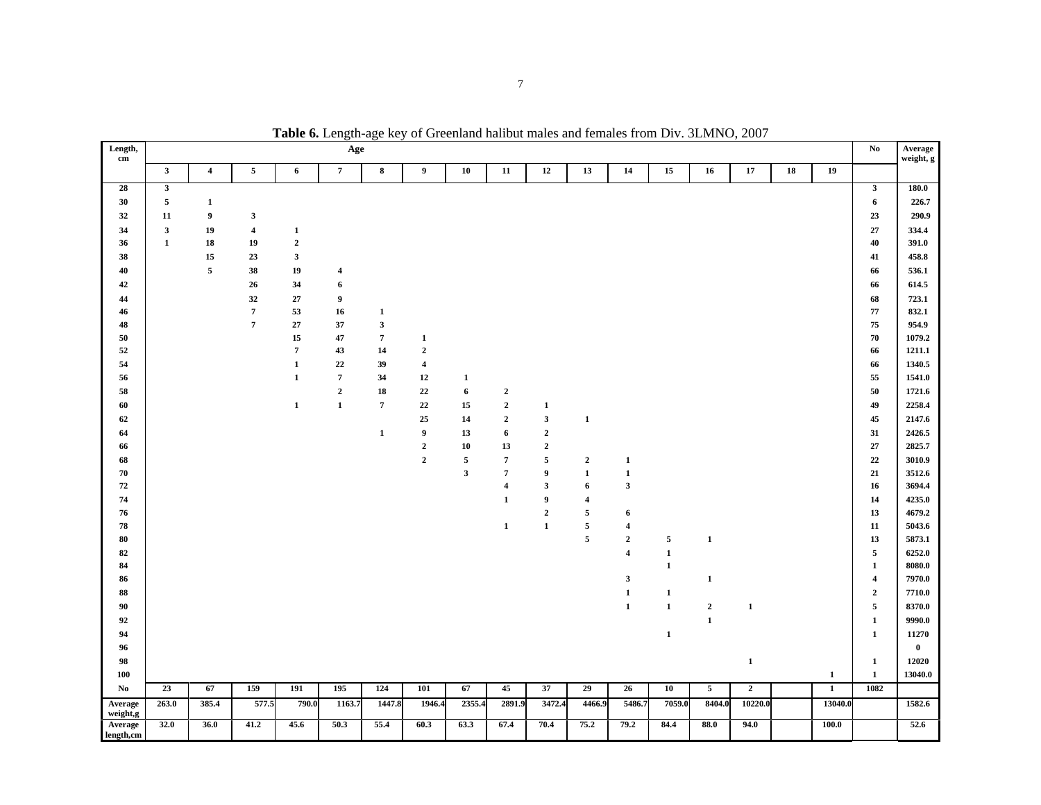**Table 6.** Length-age key of Greenland halibut males and females from Div. 3LMNO, 2007

| Length, cm | Age | | | | | | | | | | | | | | | | | No | Average weight, g |
|---|---|---|---|---|---|---|---|---|---|---|---|---|---|---|---|---|---|---|---|
| | 3 | 4 | 5 | 6 | 7 | 8 | 9 | 10 | 11 | 12 | 13 | 14 | 15 | 16 | 17 | 18 | 19 | | |
| 28 | 3 | | | | | | | | | | | | | | | | | 3 | 180.0 |
| 30 | 5 | 1 | | | | | | | | | | | | | | | | 6 | 226.7 |
| 32 | 11 | 9 | 3 | | | | | | | | | | | | | | | 23 | 290.9 |
| 34 | 3 | 19 | 4 | 1 | | | | | | | | | | | | | | 27 | 334.4 |
| 36 | 1 | 18 | 19 | 2 | | | | | | | | | | | | | | 40 | 391.0 |
| 38 | | 15 | 23 | 3 | | | | | | | | | | | | | | 41 | 458.8 |
| 40 | | 5 | 38 | 19 | 4 | | | | | | | | | | | | | 66 | 536.1 |
| 42 | | | 26 | 34 | 6 | | | | | | | | | | | | | 66 | 614.5 |
| 44 | | | 32 | 27 | 9 | | | | | | | | | | | | | 68 | 723.1 |
| 46 | | | 7 | 53 | 16 | 1 | | | | | | | | | | | | 77 | 832.1 |
| 48 | | | 7 | 27 | 37 | 3 | | | | | | | | | | | | 75 | 954.9 |
| 50 | | | | 15 | 47 | 7 | 1 | | | | | | | | | | | 70 | 1079.2 |
| 52 | | | | 7 | 43 | 14 | 2 | | | | | | | | | | | 66 | 1211.1 |
| 54 | | | | 1 | 22 | 39 | 4 | | | | | | | | | | | 66 | 1340.5 |
| 56 | | | | 1 | 7 | 34 | 12 | 1 | | | | | | | | | | 55 | 1541.0 |
| 58 | | | | | 2 | 18 | 22 | 6 | 2 | | | | | | | | | 50 | 1721.6 |
| 60 | | | | 1 | 1 | 7 | 22 | 15 | 2 | 1 | | | | | | | | 49 | 2258.4 |
| 62 | | | | | | | 25 | 14 | 2 | 3 | 1 | | | | | | | 45 | 2147.6 |
| 64 | | | | | | 1 | 9 | 13 | 6 | 2 | | | | | | | | 31 | 2426.5 |
| 66 | | | | | | | 2 | 10 | 13 | 2 | | | | | | | | 27 | 2825.7 |
| 68 | | | | | | | 2 | 5 | 7 | 5 | 2 | 1 | | | | | | 22 | 3010.9 |
| 70 | | | | | | | | 3 | 7 | 9 | 1 | 1 | | | | | | 21 | 3512.6 |
| 72 | | | | | | | | | 4 | 3 | 6 | 3 | | | | | | 16 | 3694.4 |
| 74 | | | | | | | | | 1 | 9 | 4 | | | | | | | 14 | 4235.0 |
| 76 | | | | | | | | | | 2 | 5 | 6 | | | | | | 13 | 4679.2 |
| 78 | | | | | | | | | 1 | 1 | 5 | 4 | | | | | | 11 | 5043.6 |
| 80 | | | | | | | | | | | 5 | 2 | 5 | 1 | | | | 13 | 5873.1 |
| 82 | | | | | | | | | | | | 4 | 1 | | | | | 5 | 6252.0 |
| 84 | | | | | | | | | | | | | 1 | | | | | 1 | 8080.0 |
| 86 | | | | | | | | | | | | 3 | | 1 | | | | 4 | 7970.0 |
| 88 | | | | | | | | | | | | 1 | 1 | | | | | 2 | 7710.0 |
| 90 | | | | | | | | | | | | 1 | 1 | 2 | 1 | | | 5 | 8370.0 |
| 92 | | | | | | | | | | | | | | 1 | | | | 1 | 9990.0 |
| 94 | | | | | | | | | | | | | 1 | | | | | 1 | 11270 |
| 96 | | | | | | | | | | | | | | | | | | | 0 |
| 98 | | | | | | | | | | | | | | | 1 | | | 1 | 12020 |
| 100 | | | | | | | | | | | | | | | | | 1 | 1 | 13040.0 |
| No | 23 | 67 | 159 | 191 | 195 | 124 | 101 | 67 | 45 | 37 | 29 | 26 | 10 | 5 | 2 | | 1 | 1082 | |
| Average weight,g | 263.0 | 385.4 | 577.5 | 790.0 | 1163.7 | 1447.8 | 1946.4 | 2355.4 | 2891.9 | 3472.4 | 4466.9 | 5486.7 | 7059.0 | 8404.0 | 10220.0 | | 13040.0 | | 1582.6 |
| Average length,cm | 32.0 | 36.0 | 41.2 | 45.6 | 50.3 | 55.4 | 60.3 | 63.3 | 67.4 | 70.4 | 75.2 | 79.2 | 84.4 | 88.0 | 94.0 | | 100.0 | | 52.6 |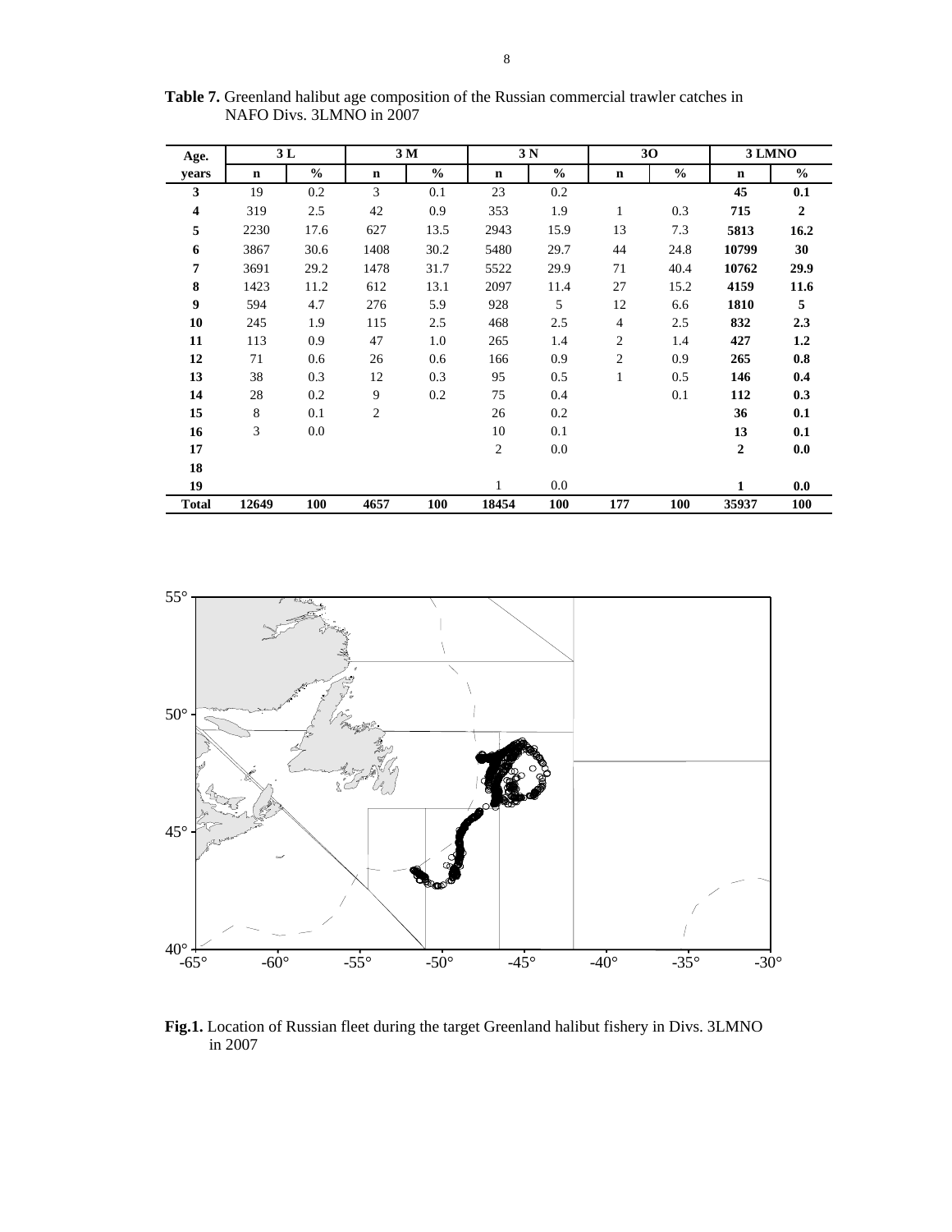**Table 7.** Greenland halibut age composition of the Russian commercial trawler catches in NAFO Divs. 3LMNO in 2007

| Age. | 3 L | | 3 M | | 3 N | | 3O | | 3 LMNO | |
|---|---|---|---|---|---|---|---|---|---|---|
| years | n | % | n | % | n | % | n | % | n | % |
| **3** | 19 | 0.2 | 3 | 0.1 | 23 | 0.2 | | | **45** | **0.1** |
| **4** | 319 | 2.5 | 42 | 0.9 | 353 | 1.9 | 1 | 0.3 | **715** | **2** |
| **5** | 2230 | 17.6 | 627 | 13.5 | 2943 | 15.9 | 13 | 7.3 | **5813** | **16.2** |
| **6** | 3867 | 30.6 | 1408 | 30.2 | 5480 | 29.7 | 44 | 24.8 | **10799** | **30** |
| **7** | 3691 | 29.2 | 1478 | 31.7 | 5522 | 29.9 | 71 | 40.4 | **10762** | **29.9** |
| **8** | 1423 | 11.2 | 612 | 13.1 | 2097 | 11.4 | 27 | 15.2 | **4159** | **11.6** |
| **9** | 594 | 4.7 | 276 | 5.9 | 928 | 5 | 12 | 6.6 | **1810** | **5** |
| **10** | 245 | 1.9 | 115 | 2.5 | 468 | 2.5 | 4 | 2.5 | **832** | **2.3** |
| **11** | 113 | 0.9 | 47 | 1.0 | 265 | 1.4 | 2 | 1.4 | **427** | **1.2** |
| **12** | 71 | 0.6 | 26 | 0.6 | 166 | 0.9 | 2 | 0.9 | **265** | **0.8** |
| **13** | 38 | 0.3 | 12 | 0.3 | 95 | 0.5 | 1 | 0.5 | **146** | **0.4** |
| **14** | 28 | 0.2 | 9 | 0.2 | 75 | 0.4 | | 0.1 | **112** | **0.3** |
| **15** | 8 | 0.1 | 2 | | 26 | 0.2 | | | **36** | **0.1** |
| **16** | 3 | 0.0 | | | 10 | 0.1 | | | **13** | **0.1** |
| **17** | | | | | 2 | 0.0 | | | **2** | **0.0** |
| **18** | | | | | | | | | | |
| **19** | | | | | 1 | 0.0 | | | **1** | **0.0** |
| **Total** | **12649** | **100** | **4657** | **100** | **18454** | **100** | **177** | **100** | **35937** | **100** |

**Fig.1.** Location of Russian fleet during the target Greenland halibut fishery in Divs. 3LMNO in 2007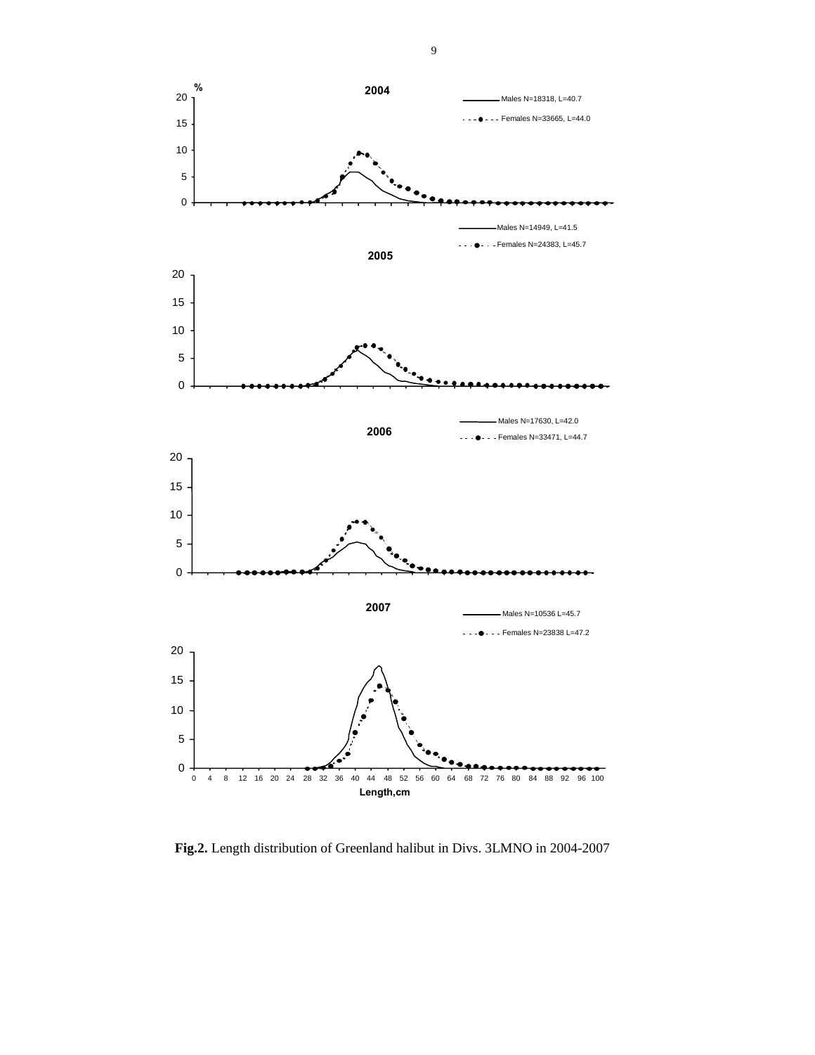**Fig.2.** Length distribution of Greenland halibut in Divs. 3LMNO in 2004-2007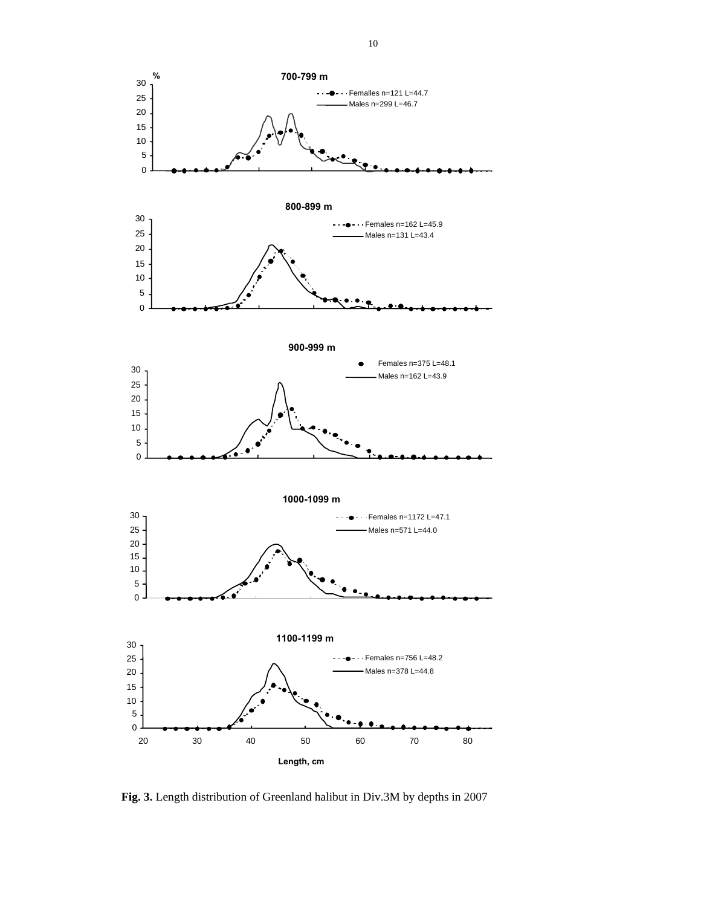**Fig. 3.** Length distribution of Greenland halibut in Div.3M by depths in 2007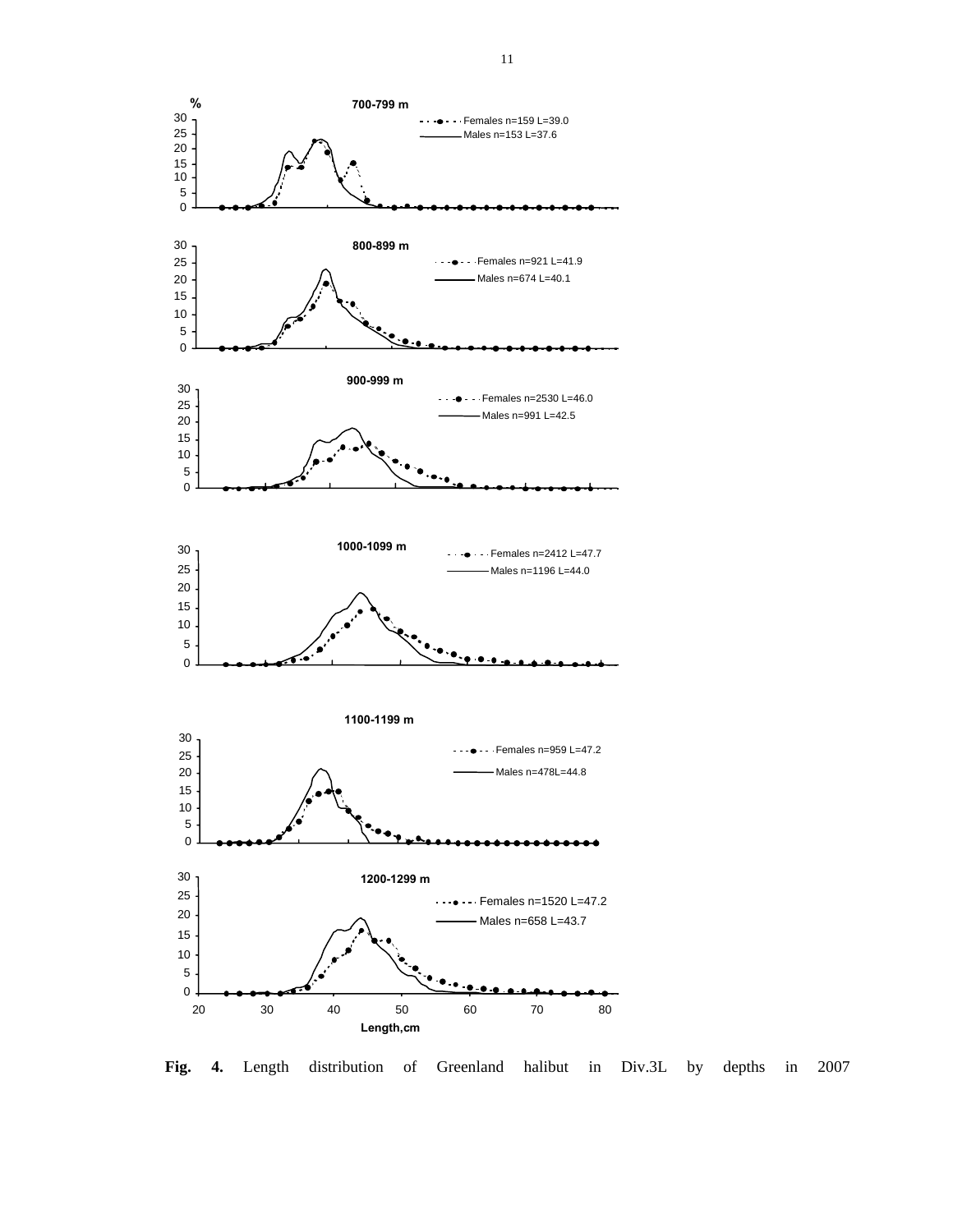**Fig. 4.** Length distribution of Greenland halibut in Div.3L by depths in 2007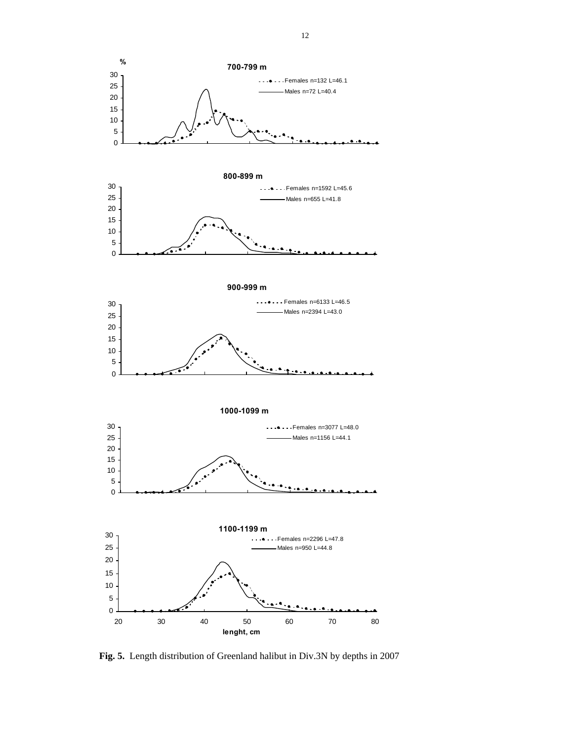**Fig. 5.** Length distribution of Greenland halibut in Div.3N by depths in 2007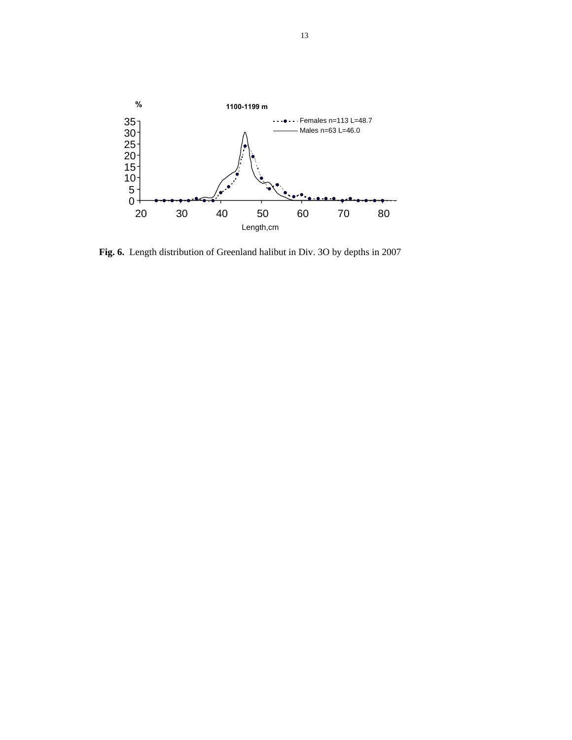%

1100-1199 m

Females n=113 L=48.7

Males n=63 L=46.0

35
30
25
20
15
10
5
0

20 30 40 50 60 70 80

Length,cm

**Fig. 6.** Length distribution of Greenland halibut in Div. 3O by depths in 2007